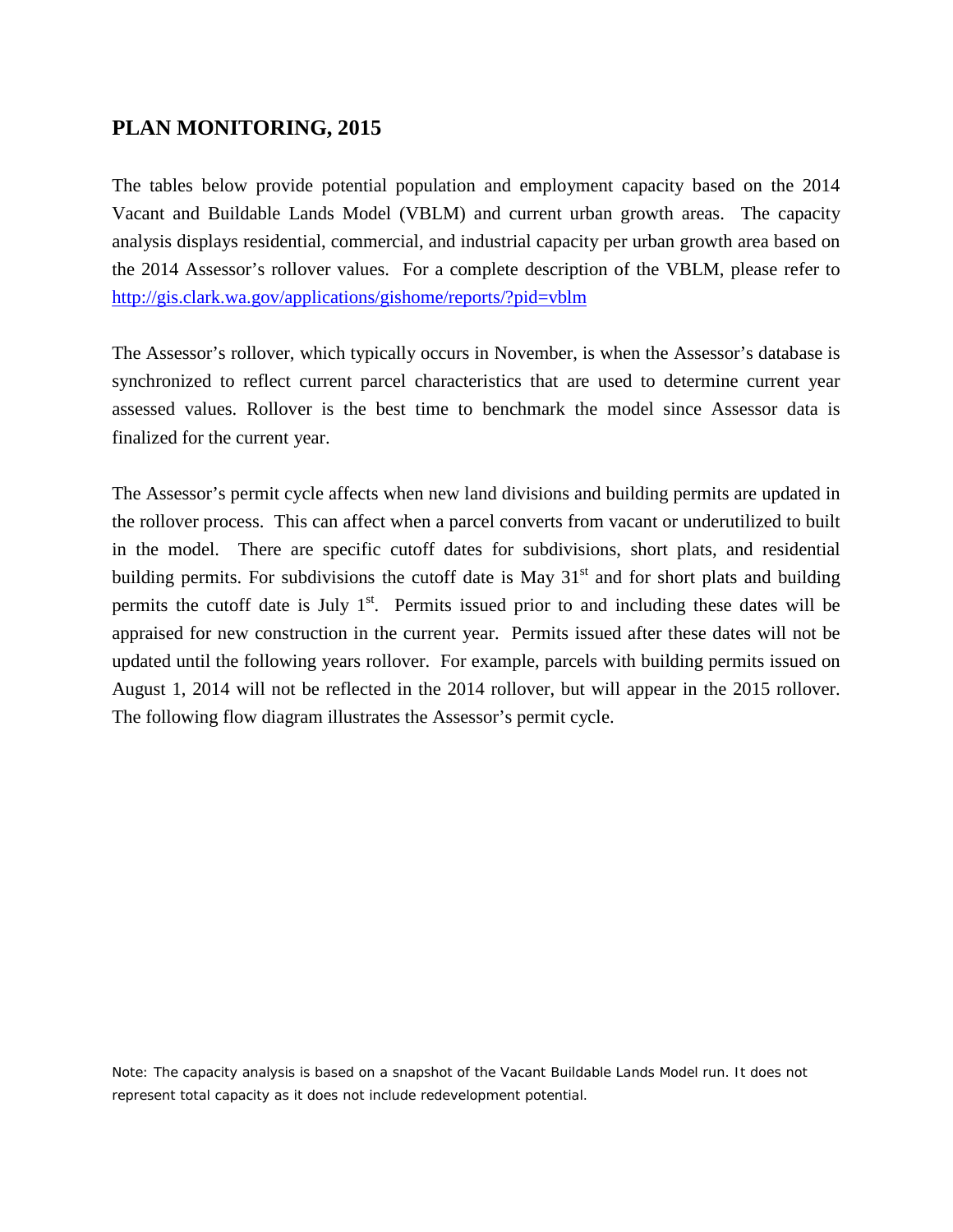## PLAN MONITORING, 2015

The tables below provide potential population and employment capacity based on the 2014 Vacant and Buildable Lands Model (VBLM) and current urban growth areas. The capacity analysis displays residential, commercial, and industrial capacity per urban growth area based on the 2014 Assessor's rollover values. For a complete description of the VBLM, please refer to [http://gis.clark.wa.gov/applications/gishome/reports/?pid=vblm](http://gis.clark.wa.gov/applications/gishome/reports/?pid=vblm)

The Assessor's rollover, which typically occurs in November, is when the Assessor's database is synchronized to reflect current parcel characteristics that are used to determine current year assessed values. Rollover is the best time to benchmark the model since Assessor data is finalized for the current year.

The Assessor's permit cycle affects when new land divisions and building permits are updated in the rollover process. This can affect when a parcel converts from vacant or underutilized to built in the model. There are specific cutoff dates for subdivisions, short plats, and residential building permits. For subdivisions the cutoff date is May 31st and for short plats and building permits the cutoff date is July 1st. Permits issued prior to and including these dates will be appraised for new construction in the current year. Permits issued after these dates will not be updated until the following years rollover. For example, parcels with building permits issued on August 1, 2014 will not be reflected in the 2014 rollover, but will appear in the 2015 rollover. The following flow diagram illustrates the Assessor's permit cycle.

Note: The capacity analysis is based on a snapshot of the Vacant Buildable Lands Model run. It does not represent total capacity as it does not include redevelopment potential.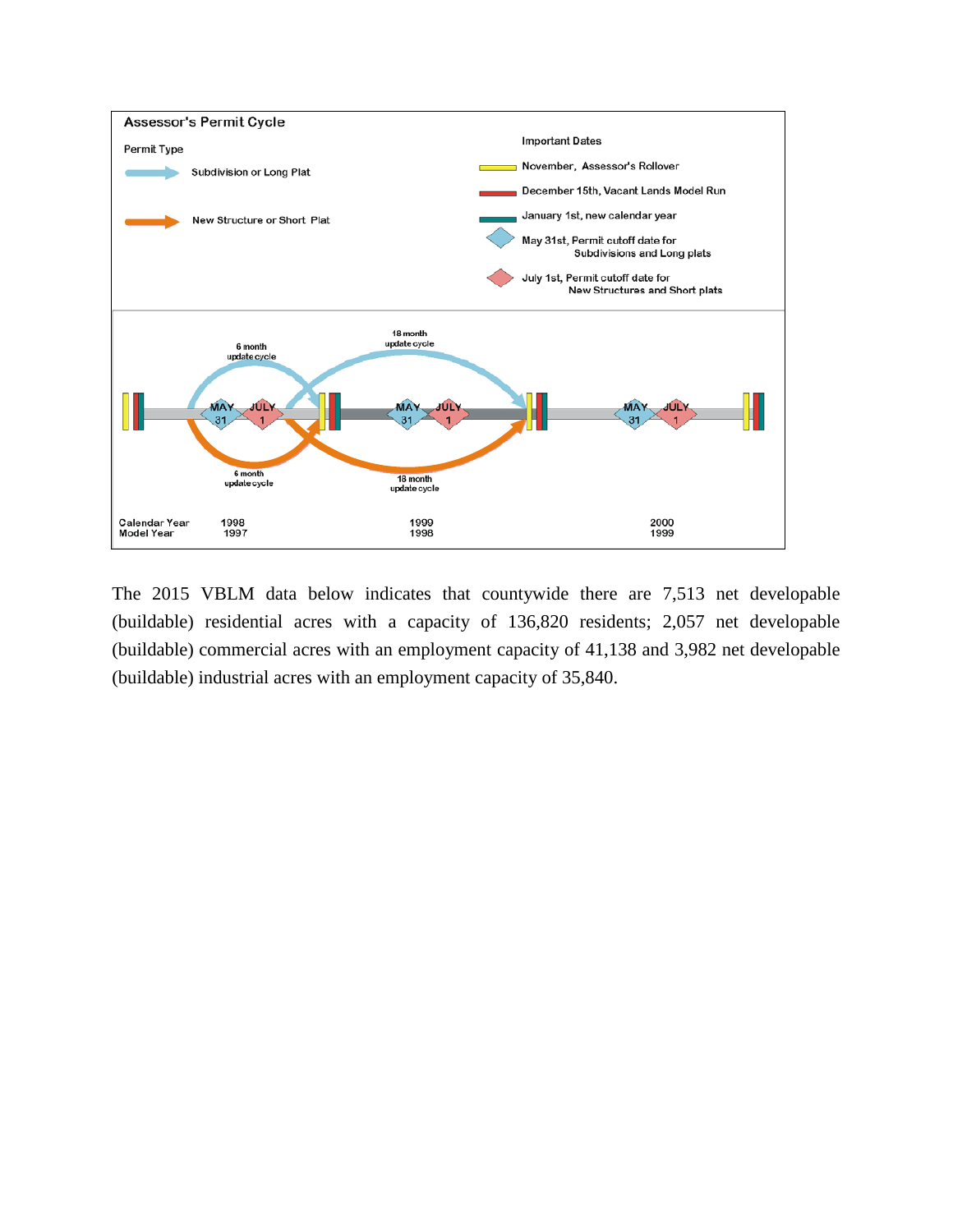**Assessor's Permit Cycle**

Permit Type

- Subdivision or Long Plat
- New Structure or Short Plat

Important Dates

- November, Assessor's Rollover
- December 15th, Vacant Lands Model Run
- January 1st, new calendar year
- May 31st, Permit cutoff date for Subdivisions and Long plats
- July 1st, Permit cutoff date for New Structures and Short plats

6 month update cycle

18 month update cycle

MAY 31 — JULY 1

| Calendar Year | 1998 | 1999 | 2000 |
|---|---|---|---|
| Model Year | 1997 | 1998 | 1999 |

The 2015 VBLM data below indicates that countywide there are 7,513 net developable (buildable) residential acres with a capacity of 136,820 residents; 2,057 net developable (buildable) commercial acres with an employment capacity of 41,138 and 3,982 net developable (buildable) industrial acres with an employment capacity of 35,840.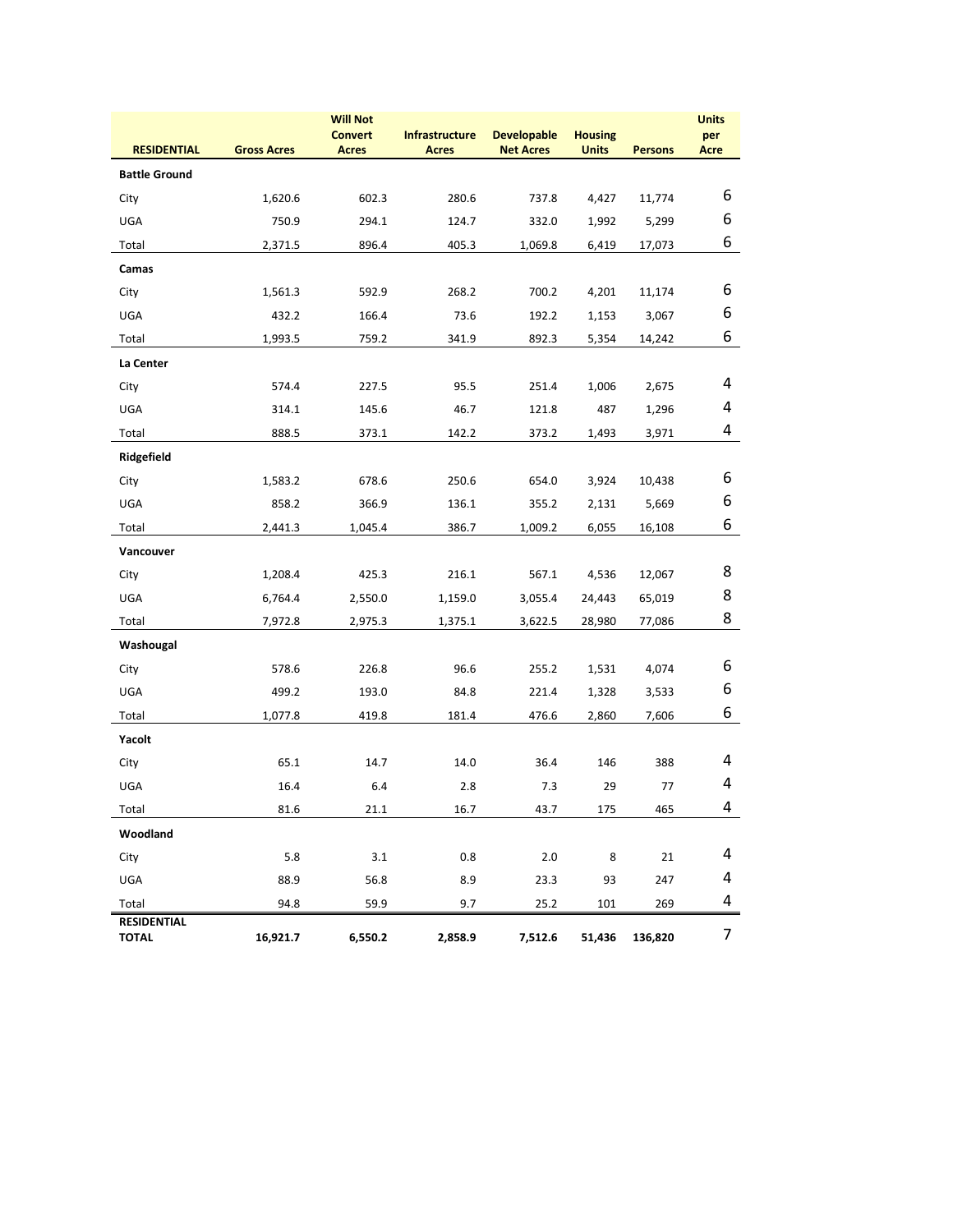| RESIDENTIAL | Gross Acres | Will Not Convert Acres | Infrastructure Acres | Developable Net Acres | Housing Units | Persons | Units per Acre |
|---|---|---|---|---|---|---|---|
| **Battle Ground** | | | | | | | |
| City | 1,620.6 | 602.3 | 280.6 | 737.8 | 4,427 | 11,774 | 6 |
| UGA | 750.9 | 294.1 | 124.7 | 332.0 | 1,992 | 5,299 | 6 |
| Total | 2,371.5 | 896.4 | 405.3 | 1,069.8 | 6,419 | 17,073 | 6 |
| **Camas** | | | | | | | |
| City | 1,561.3 | 592.9 | 268.2 | 700.2 | 4,201 | 11,174 | 6 |
| UGA | 432.2 | 166.4 | 73.6 | 192.2 | 1,153 | 3,067 | 6 |
| Total | 1,993.5 | 759.2 | 341.9 | 892.3 | 5,354 | 14,242 | 6 |
| **La Center** | | | | | | | |
| City | 574.4 | 227.5 | 95.5 | 251.4 | 1,006 | 2,675 | 4 |
| UGA | 314.1 | 145.6 | 46.7 | 121.8 | 487 | 1,296 | 4 |
| Total | 888.5 | 373.1 | 142.2 | 373.2 | 1,493 | 3,971 | 4 |
| **Ridgefield** | | | | | | | |
| City | 1,583.2 | 678.6 | 250.6 | 654.0 | 3,924 | 10,438 | 6 |
| UGA | 858.2 | 366.9 | 136.1 | 355.2 | 2,131 | 5,669 | 6 |
| Total | 2,441.3 | 1,045.4 | 386.7 | 1,009.2 | 6,055 | 16,108 | 6 |
| **Vancouver** | | | | | | | |
| City | 1,208.4 | 425.3 | 216.1 | 567.1 | 4,536 | 12,067 | 8 |
| UGA | 6,764.4 | 2,550.0 | 1,159.0 | 3,055.4 | 24,443 | 65,019 | 8 |
| Total | 7,972.8 | 2,975.3 | 1,375.1 | 3,622.5 | 28,980 | 77,086 | 8 |
| **Washougal** | | | | | | | |
| City | 578.6 | 226.8 | 96.6 | 255.2 | 1,531 | 4,074 | 6 |
| UGA | 499.2 | 193.0 | 84.8 | 221.4 | 1,328 | 3,533 | 6 |
| Total | 1,077.8 | 419.8 | 181.4 | 476.6 | 2,860 | 7,606 | 6 |
| **Yacolt** | | | | | | | |
| City | 65.1 | 14.7 | 14.0 | 36.4 | 146 | 388 | 4 |
| UGA | 16.4 | 6.4 | 2.8 | 7.3 | 29 | 77 | 4 |
| Total | 81.6 | 21.1 | 16.7 | 43.7 | 175 | 465 | 4 |
| **Woodland** | | | | | | | |
| City | 5.8 | 3.1 | 0.8 | 2.0 | 8 | 21 | 4 |
| UGA | 88.9 | 56.8 | 8.9 | 23.3 | 93 | 247 | 4 |
| Total | 94.8 | 59.9 | 9.7 | 25.2 | 101 | 269 | 4 |
| **RESIDENTIAL TOTAL** | **16,921.7** | **6,550.2** | **2,858.9** | **7,512.6** | **51,436** | **136,820** | 7 |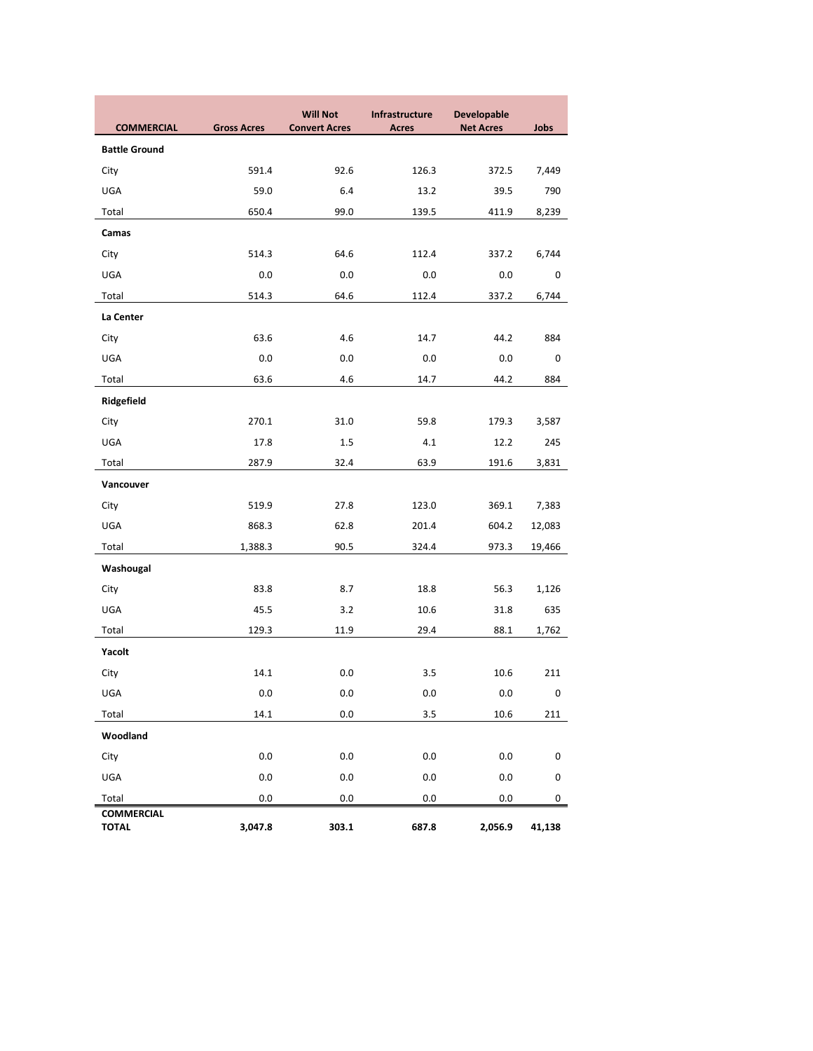| COMMERCIAL | Gross Acres | Will Not Convert Acres | Infrastructure Acres | Developable Net Acres | Jobs |
|---|---|---|---|---|---|
| **Battle Ground** | | | | | |
| City | 591.4 | 92.6 | 126.3 | 372.5 | 7,449 |
| UGA | 59.0 | 6.4 | 13.2 | 39.5 | 790 |
| Total | 650.4 | 99.0 | 139.5 | 411.9 | 8,239 |
| **Camas** | | | | | |
| City | 514.3 | 64.6 | 112.4 | 337.2 | 6,744 |
| UGA | 0.0 | 0.0 | 0.0 | 0.0 | 0 |
| Total | 514.3 | 64.6 | 112.4 | 337.2 | 6,744 |
| **La Center** | | | | | |
| City | 63.6 | 4.6 | 14.7 | 44.2 | 884 |
| UGA | 0.0 | 0.0 | 0.0 | 0.0 | 0 |
| Total | 63.6 | 4.6 | 14.7 | 44.2 | 884 |
| **Ridgefield** | | | | | |
| City | 270.1 | 31.0 | 59.8 | 179.3 | 3,587 |
| UGA | 17.8 | 1.5 | 4.1 | 12.2 | 245 |
| Total | 287.9 | 32.4 | 63.9 | 191.6 | 3,831 |
| **Vancouver** | | | | | |
| City | 519.9 | 27.8 | 123.0 | 369.1 | 7,383 |
| UGA | 868.3 | 62.8 | 201.4 | 604.2 | 12,083 |
| Total | 1,388.3 | 90.5 | 324.4 | 973.3 | 19,466 |
| **Washougal** | | | | | |
| City | 83.8 | 8.7 | 18.8 | 56.3 | 1,126 |
| UGA | 45.5 | 3.2 | 10.6 | 31.8 | 635 |
| Total | 129.3 | 11.9 | 29.4 | 88.1 | 1,762 |
| **Yacolt** | | | | | |
| City | 14.1 | 0.0 | 3.5 | 10.6 | 211 |
| UGA | 0.0 | 0.0 | 0.0 | 0.0 | 0 |
| Total | 14.1 | 0.0 | 3.5 | 10.6 | 211 |
| **Woodland** | | | | | |
| City | 0.0 | 0.0 | 0.0 | 0.0 | 0 |
| UGA | 0.0 | 0.0 | 0.0 | 0.0 | 0 |
| Total | 0.0 | 0.0 | 0.0 | 0.0 | 0 |
| **COMMERCIAL TOTAL** | **3,047.8** | **303.1** | **687.8** | **2,056.9** | **41,138** |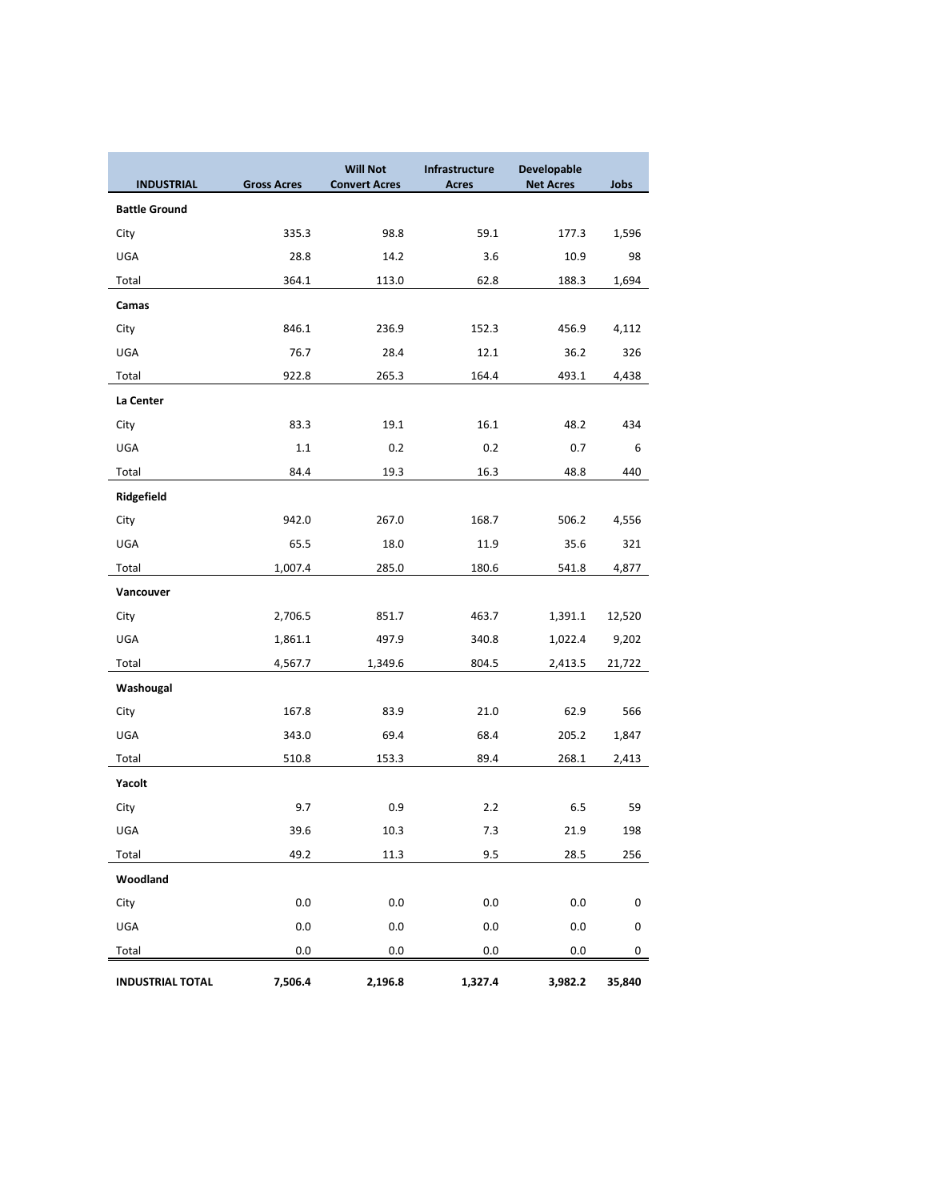| INDUSTRIAL | Gross Acres | Will Not Convert Acres | Infrastructure Acres | Developable Net Acres | Jobs |
|---|---|---|---|---|---|
| **Battle Ground** | | | | | |
| City | 335.3 | 98.8 | 59.1 | 177.3 | 1,596 |
| UGA | 28.8 | 14.2 | 3.6 | 10.9 | 98 |
| Total | 364.1 | 113.0 | 62.8 | 188.3 | 1,694 |
| **Camas** | | | | | |
| City | 846.1 | 236.9 | 152.3 | 456.9 | 4,112 |
| UGA | 76.7 | 28.4 | 12.1 | 36.2 | 326 |
| Total | 922.8 | 265.3 | 164.4 | 493.1 | 4,438 |
| **La Center** | | | | | |
| City | 83.3 | 19.1 | 16.1 | 48.2 | 434 |
| UGA | 1.1 | 0.2 | 0.2 | 0.7 | 6 |
| Total | 84.4 | 19.3 | 16.3 | 48.8 | 440 |
| **Ridgefield** | | | | | |
| City | 942.0 | 267.0 | 168.7 | 506.2 | 4,556 |
| UGA | 65.5 | 18.0 | 11.9 | 35.6 | 321 |
| Total | 1,007.4 | 285.0 | 180.6 | 541.8 | 4,877 |
| **Vancouver** | | | | | |
| City | 2,706.5 | 851.7 | 463.7 | 1,391.1 | 12,520 |
| UGA | 1,861.1 | 497.9 | 340.8 | 1,022.4 | 9,202 |
| Total | 4,567.7 | 1,349.6 | 804.5 | 2,413.5 | 21,722 |
| **Washougal** | | | | | |
| City | 167.8 | 83.9 | 21.0 | 62.9 | 566 |
| UGA | 343.0 | 69.4 | 68.4 | 205.2 | 1,847 |
| Total | 510.8 | 153.3 | 89.4 | 268.1 | 2,413 |
| **Yacolt** | | | | | |
| City | 9.7 | 0.9 | 2.2 | 6.5 | 59 |
| UGA | 39.6 | 10.3 | 7.3 | 21.9 | 198 |
| Total | 49.2 | 11.3 | 9.5 | 28.5 | 256 |
| **Woodland** | | | | | |
| City | 0.0 | 0.0 | 0.0 | 0.0 | 0 |
| UGA | 0.0 | 0.0 | 0.0 | 0.0 | 0 |
| Total | 0.0 | 0.0 | 0.0 | 0.0 | 0 |
| **INDUSTRIAL TOTAL** | **7,506.4** | **2,196.8** | **1,327.4** | **3,982.2** | **35,840** |